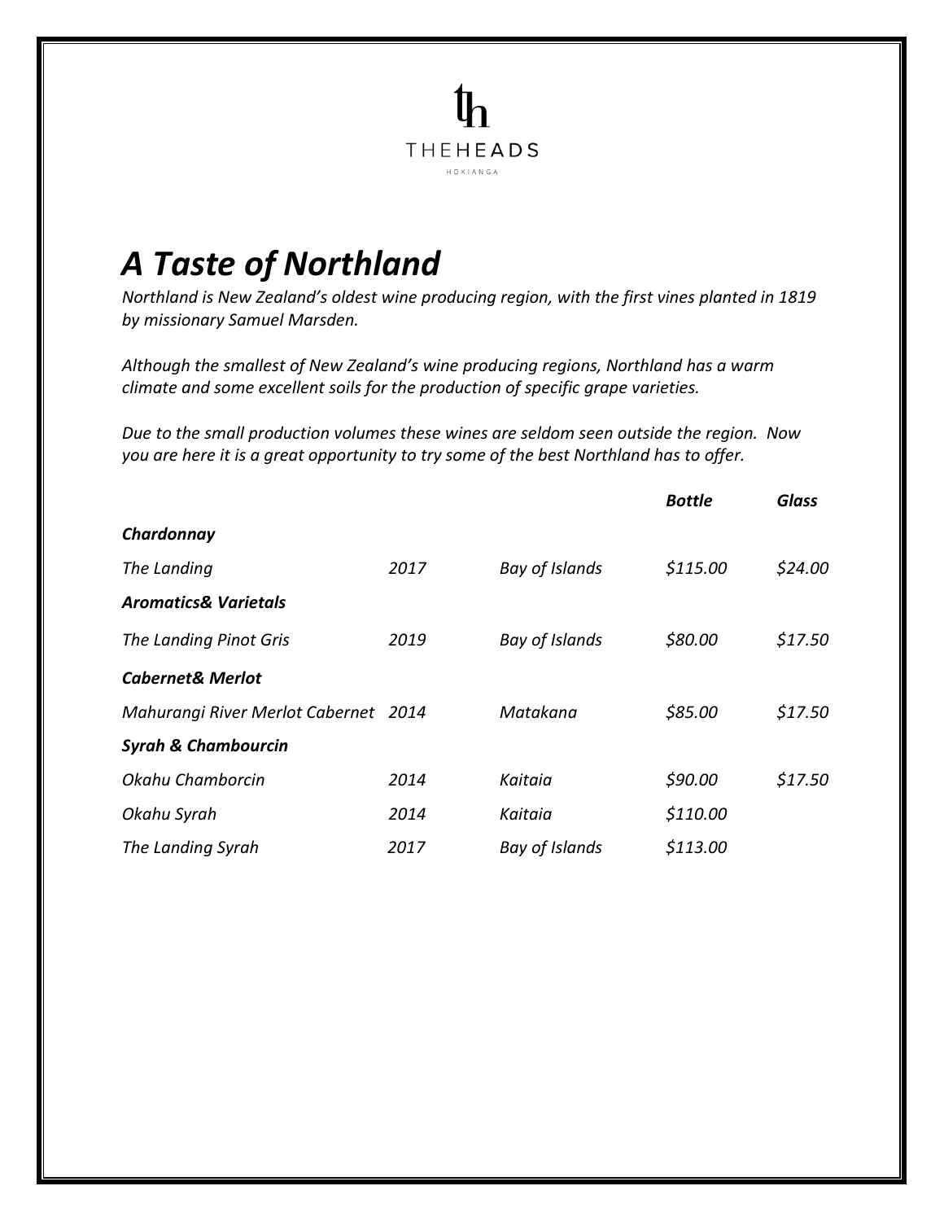THEHEADS

HOKIANGA

# *A Taste of Northland*

*Northland is New Zealand's oldest wine producing region, with the first vines planted in 1819 by missionary Samuel Marsden.*

*Although the smallest of New Zealand's wine producing regions, Northland has a warm climate and some excellent soils for the production of specific grape varieties.*

*Due to the small production volumes these wines are seldom seen outside the region. Now you are here it is a great opportunity to try some of the best Northland has to offer.*

| | | | ***Bottle*** | ***Glass*** |
|---|---|---|---|---|
| ***Chardonnay*** | | | | |
| *The Landing* | *2017* | *Bay of Islands* | *$115.00* | *$24.00* |
| ***Aromatics& Varietals*** | | | | |
| *The Landing Pinot Gris* | *2019* | *Bay of Islands* | *$80.00* | *$17.50* |
| ***Cabernet& Merlot*** | | | | |
| *Mahurangi River Merlot Cabernet* | *2014* | *Matakana* | *$85.00* | *$17.50* |
| ***Syrah & Chambourcin*** | | | | |
| *Okahu Chamborcin* | *2014* | *Kaitaia* | *$90.00* | *$17.50* |
| *Okahu Syrah* | *2014* | *Kaitaia* | *$110.00* | |
| *The Landing Syrah* | *2017* | *Bay of Islands* | *$113.00* | |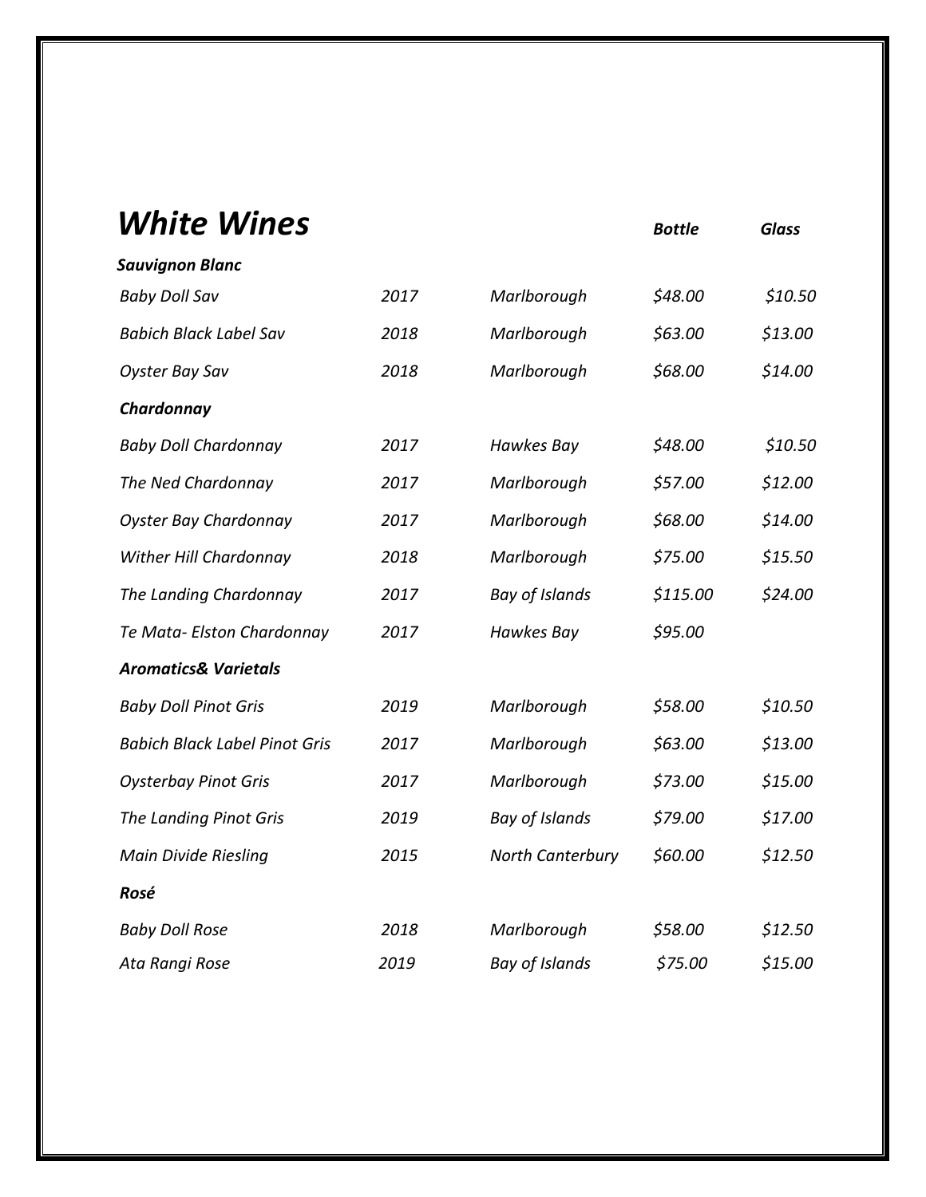# *White Wines*

| | | | ***Bottle*** | ***Glass*** |
|---|---|---|---|---|
| ***Sauvignon Blanc*** | | | | |
| *Baby Doll Sav* | *2017* | *Marlborough* | *$48.00* | *$10.50* |
| *Babich Black Label Sav* | *2018* | *Marlborough* | *$63.00* | *$13.00* |
| *Oyster Bay Sav* | *2018* | *Marlborough* | *$68.00* | *$14.00* |
| ***Chardonnay*** | | | | |
| *Baby Doll Chardonnay* | *2017* | *Hawkes Bay* | *$48.00* | *$10.50* |
| *The Ned Chardonnay* | *2017* | *Marlborough* | *$57.00* | *$12.00* |
| *Oyster Bay Chardonnay* | *2017* | *Marlborough* | *$68.00* | *$14.00* |
| *Wither Hill Chardonnay* | *2018* | *Marlborough* | *$75.00* | *$15.50* |
| *The Landing Chardonnay* | *2017* | *Bay of Islands* | *$115.00* | *$24.00* |
| *Te Mata- Elston Chardonnay* | *2017* | *Hawkes Bay* | *$95.00* | |
| ***Aromatics& Varietals*** | | | | |
| *Baby Doll Pinot Gris* | *2019* | *Marlborough* | *$58.00* | *$10.50* |
| *Babich Black Label Pinot Gris* | *2017* | *Marlborough* | *$63.00* | *$13.00* |
| *Oysterbay Pinot Gris* | *2017* | *Marlborough* | *$73.00* | *$15.00* |
| *The Landing Pinot Gris* | *2019* | *Bay of Islands* | *$79.00* | *$17.00* |
| *Main Divide Riesling* | *2015* | *North Canterbury* | *$60.00* | *$12.50* |
| ***Rosé*** | | | | |
| *Baby Doll Rose* | *2018* | *Marlborough* | *$58.00* | *$12.50* |
| *Ata Rangi Rose* | *2019* | *Bay of Islands* | *$75.00* | *$15.00* |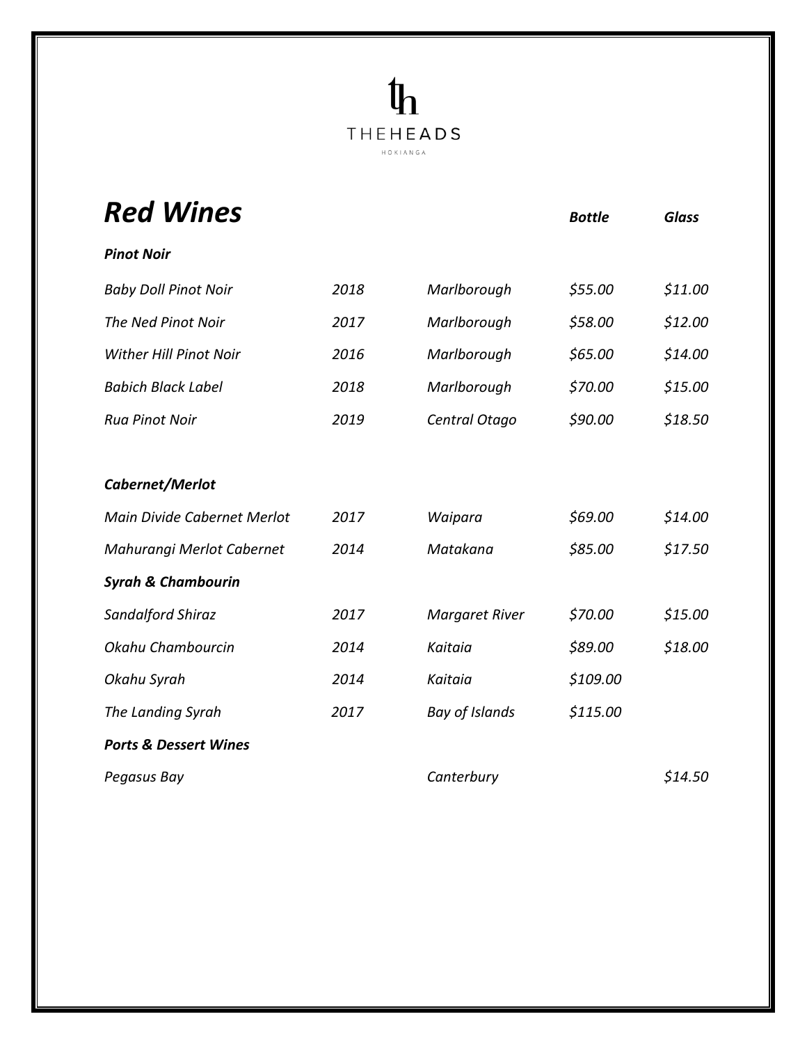THEHEADS

HOKIANGA

# *Red Wines*

| | | | ***Bottle*** | ***Glass*** |
|---|---|---|---|---|
| ***Pinot Noir*** | | | | |
| *Baby Doll Pinot Noir* | *2018* | *Marlborough* | *$55.00* | *$11.00* |
| *The Ned Pinot Noir* | *2017* | *Marlborough* | *$58.00* | *$12.00* |
| *Wither Hill Pinot Noir* | *2016* | *Marlborough* | *$65.00* | *$14.00* |
| *Babich Black Label* | *2018* | *Marlborough* | *$70.00* | *$15.00* |
| *Rua Pinot Noir* | *2019* | *Central Otago* | *$90.00* | *$18.50* |
| ***Cabernet/Merlot*** | | | | |
| *Main Divide Cabernet Merlot* | *2017* | *Waipara* | *$69.00* | *$14.00* |
| *Mahurangi Merlot Cabernet* | *2014* | *Matakana* | *$85.00* | *$17.50* |
| ***Syrah & Chambourin*** | | | | |
| *Sandalford Shiraz* | *2017* | *Margaret River* | *$70.00* | *$15.00* |
| *Okahu Chambourcin* | *2014* | *Kaitaia* | *$89.00* | *$18.00* |
| *Okahu Syrah* | *2014* | *Kaitaia* | *$109.00* | |
| *The Landing Syrah* | *2017* | *Bay of Islands* | *$115.00* | |
| ***Ports & Dessert Wines*** | | | | |
| *Pegasus Bay* | | *Canterbury* | | *$14.50* |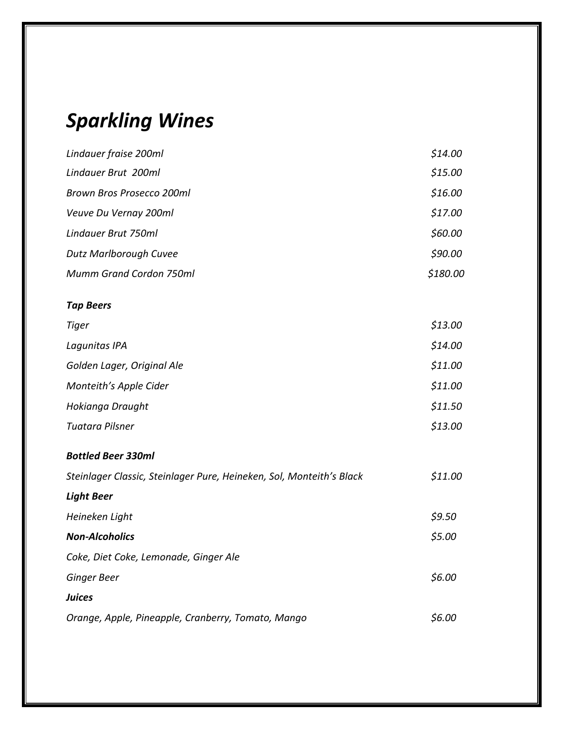# *Sparkling Wines*

| | |
|---|---|
| *Lindauer fraise 200ml* | *$14.00* |
| *Lindauer Brut 200ml* | *$15.00* |
| *Brown Bros Prosecco 200ml* | *$16.00* |
| *Veuve Du Vernay 200ml* | *$17.00* |
| *Lindauer Brut 750ml* | *$60.00* |
| *Dutz Marlborough Cuvee* | *$90.00* |
| *Mumm Grand Cordon 750ml* | *$180.00* |

***Tap Beers***

| | |
|---|---|
| *Tiger* | *$13.00* |
| *Lagunitas IPA* | *$14.00* |
| *Golden Lager, Original Ale* | *$11.00* |
| *Monteith's Apple Cider* | *$11.00* |
| *Hokianga Draught* | *$11.50* |
| *Tuatara Pilsner* | *$13.00* |

***Bottled Beer 330ml***

| | |
|---|---|
| *Steinlager Classic, Steinlager Pure, Heineken, Sol, Monteith's Black* | *$11.00* |

***Light Beer***

| | |
|---|---|
| *Heineken Light* | *$9.50* |

| | |
|---|---|
| ***Non-Alcoholics*** | *$5.00* |
| *Coke, Diet Coke, Lemonade, Ginger Ale* | |
| *Ginger Beer* | *$6.00* |

***Juices***

| | |
|---|---|
| *Orange, Apple, Pineapple, Cranberry, Tomato, Mango* | *$6.00* |